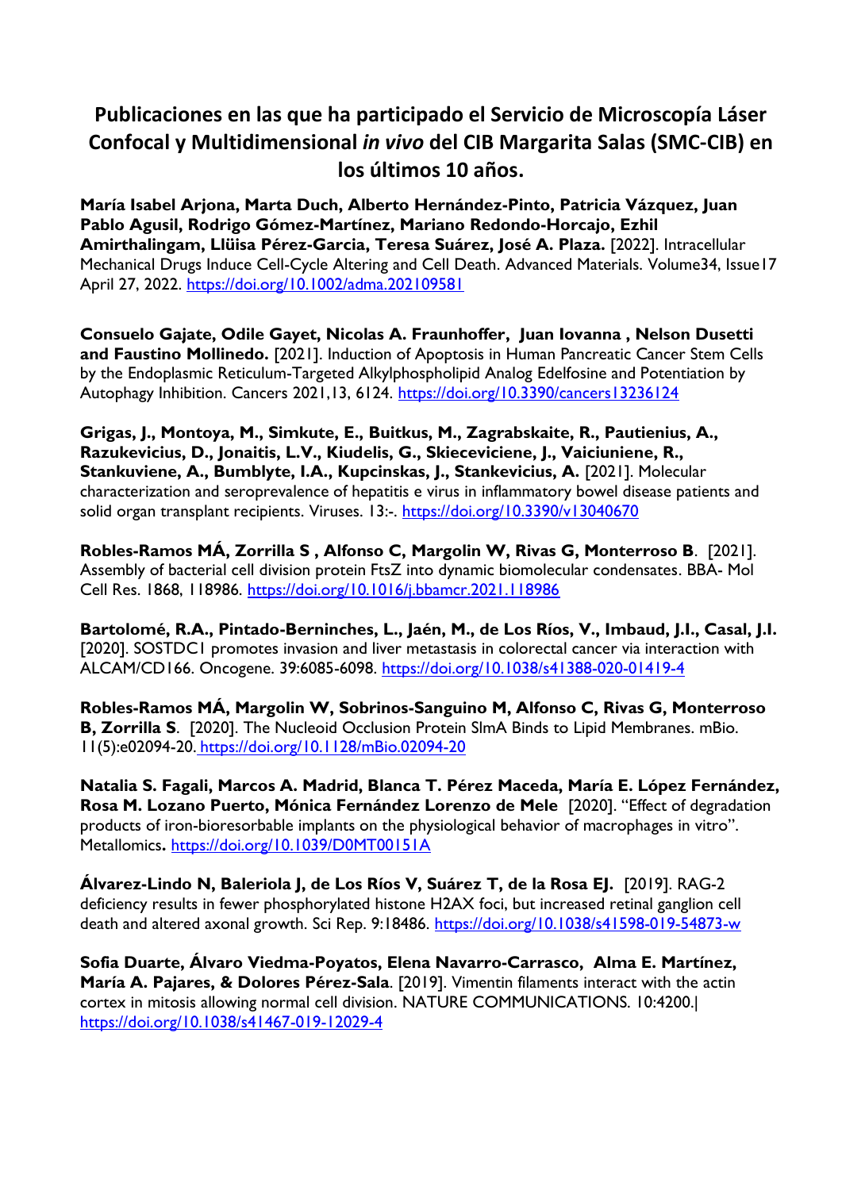# Publicaciones en las que ha participado el Servicio de Microscopía Láser Confocal y Multidimensional *in vivo* del CIB Margarita Salas (SMC-CIB) en los últimos 10 años.

**María Isabel Arjona, Marta Duch, Alberto Hernández-Pinto, Patricia Vázquez, Juan Pablo Agusil, Rodrigo Gómez-Martínez, Mariano Redondo-Horcajo, Ezhil Amirthalingam, Llüisa Pérez-Garcia, Teresa Suárez, José A. Plaza.** [2022]. Intracellular Mechanical Drugs Induce Cell-Cycle Altering and Cell Death. Advanced Materials. Volume34, Issue17 April 27, 2022. https://doi.org/10.1002/adma.202109581

**Consuelo Gajate, Odile Gayet, Nicolas A. Fraunhoffer, Juan Iovanna , Nelson Dusetti and Faustino Mollinedo.** [2021]. Induction of Apoptosis in Human Pancreatic Cancer Stem Cells by the Endoplasmic Reticulum-Targeted Alkylphospholipid Analog Edelfosine and Potentiation by Autophagy Inhibition. Cancers 2021,13, 6124. https://doi.org/10.3390/cancers13236124

**Grigas, J., Montoya, M., Simkute, E., Buitkus, M., Zagrabskaite, R., Pautienius, A., Razukevicius, D., Jonaitis, L.V., Kiudelis, G., Skieceviciene, J., Vaiciuniene, R., Stankuviene, A., Bumblyte, I.A., Kupcinskas, J., Stankevicius, A.** [2021]. Molecular characterization and seroprevalence of hepatitis e virus in inflammatory bowel disease patients and solid organ transplant recipients. Viruses. 13:-. https://doi.org/10.3390/v13040670

**Robles-Ramos MÁ, Zorrilla S , Alfonso C, Margolin W, Rivas G, Monterroso B**. [2021]. Assembly of bacterial cell division protein FtsZ into dynamic biomolecular condensates. BBA- Mol Cell Res. 1868, 118986. https://doi.org/10.1016/j.bbamcr.2021.118986

**Bartolomé, R.A., Pintado-Berninches, L., Jaén, M., de Los Ríos, V., Imbaud, J.I., Casal, J.I.** [2020]. SOSTDC1 promotes invasion and liver metastasis in colorectal cancer via interaction with ALCAM/CD166. Oncogene. 39:6085-6098. https://doi.org/10.1038/s41388-020-01419-4

**Robles-Ramos MÁ, Margolin W, Sobrinos-Sanguino M, Alfonso C, Rivas G, Monterroso B, Zorrilla S**. [2020]. The Nucleoid Occlusion Protein SlmA Binds to Lipid Membranes. mBio. 11(5):e02094-20. https://doi.org/10.1128/mBio.02094-20

**Natalia S. Fagali, Marcos A. Madrid, Blanca T. Pérez Maceda, María E. López Fernández, Rosa M. Lozano Puerto, Mónica Fernández Lorenzo de Mele** [2020]. "Effect of degradation products of iron-bioresorbable implants on the physiological behavior of macrophages in vitro". Metallomics**.** https://doi.org/10.1039/D0MT00151A

**Álvarez-Lindo N, Baleriola J, de Los Ríos V, Suárez T, de la Rosa EJ.** [2019]. RAG-2 deficiency results in fewer phosphorylated histone H2AX foci, but increased retinal ganglion cell death and altered axonal growth. Sci Rep. 9:18486. https://doi.org/10.1038/s41598-019-54873-w

**Sofia Duarte, Álvaro Viedma-Poyatos, Elena Navarro-Carrasco, Alma E. Martínez, María A. Pajares, & Dolores Pérez-Sala**. [2019]. Vimentin filaments interact with the actin cortex in mitosis allowing normal cell division. NATURE COMMUNICATIONS. 10:4200.| https://doi.org/10.1038/s41467-019-12029-4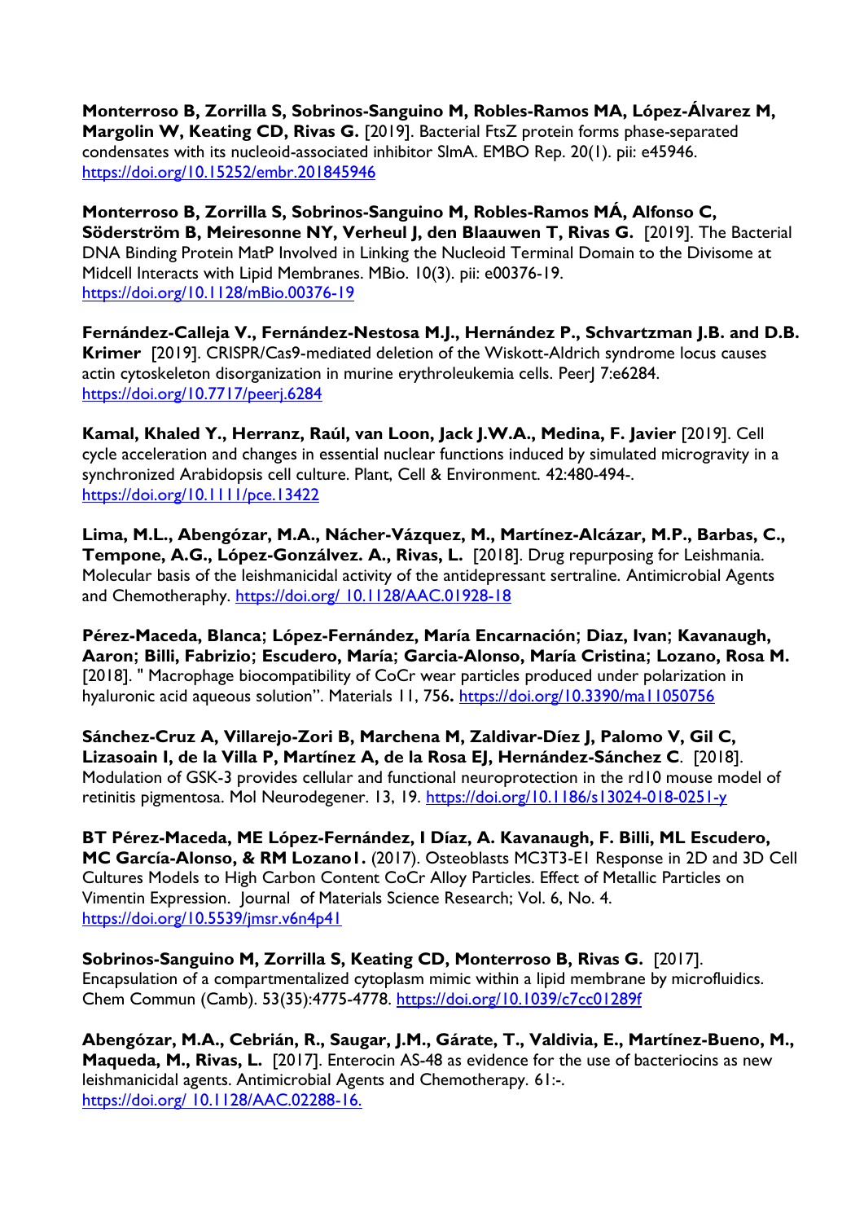**Monterroso B, Zorrilla S, Sobrinos-Sanguino M, Robles-Ramos MA, López-Álvarez M, Margolin W, Keating CD, Rivas G.** [2019]. Bacterial FtsZ protein forms phase-separated condensates with its nucleoid-associated inhibitor SlmA. EMBO Rep. 20(1). pii: e45946. https://doi.org/10.15252/embr.201845946

**Monterroso B, Zorrilla S, Sobrinos-Sanguino M, Robles-Ramos MÁ, Alfonso C, Söderström B, Meiresonne NY, Verheul J, den Blaauwen T, Rivas G.** [2019]. The Bacterial DNA Binding Protein MatP Involved in Linking the Nucleoid Terminal Domain to the Divisome at Midcell Interacts with Lipid Membranes. MBio. 10(3). pii: e00376-19. https://doi.org/10.1128/mBio.00376-19

**Fernández-Calleja V., Fernández-Nestosa M.J., Hernández P., Schvartzman J.B. and D.B. Krimer** [2019]. CRISPR/Cas9-mediated deletion of the Wiskott-Aldrich syndrome locus causes actin cytoskeleton disorganization in murine erythroleukemia cells. PeerJ 7:e6284. https://doi.org/10.7717/peerj.6284

**Kamal, Khaled Y., Herranz, Raúl, van Loon, Jack J.W.A., Medina, F. Javier** [2019]. Cell cycle acceleration and changes in essential nuclear functions induced by simulated microgravity in a synchronized Arabidopsis cell culture. Plant, Cell & Environment. 42:480-494-. https://doi.org/10.1111/pce.13422

**Lima, M.L., Abengózar, M.A., Nácher-Vázquez, M., Martínez-Alcázar, M.P., Barbas, C., Tempone, A.G., López-Gonzálvez. A., Rivas, L.** [2018]. Drug repurposing for Leishmania. Molecular basis of the leishmanicidal activity of the antidepressant sertraline. Antimicrobial Agents and Chemotheraphy. https://doi.org/ 10.1128/AAC.01928-18

**Pérez-Maceda, Blanca; López-Fernández, María Encarnación; Diaz, Ivan; Kavanaugh, Aaron; Billi, Fabrizio; Escudero, María; Garcia-Alonso, María Cristina; Lozano, Rosa M.** [2018]. " Macrophage biocompatibility of CoCr wear particles produced under polarization in hyaluronic acid aqueous solution". Materials 11, 756**.** https://doi.org/10.3390/ma11050756

**Sánchez-Cruz A, Villarejo-Zori B, Marchena M, Zaldivar-Díez J, Palomo V, Gil C, Lizasoain I, de la Villa P, Martínez A, de la Rosa EJ, Hernández-Sánchez C**. [2018]. Modulation of GSK-3 provides cellular and functional neuroprotection in the rd10 mouse model of retinitis pigmentosa. Mol Neurodegener. 13, 19. https://doi.org/10.1186/s13024-018-0251-y

**BT Pérez-Maceda, ME López-Fernández, I Díaz, A. Kavanaugh, F. Billi, ML Escudero, MC García-Alonso, & RM Lozano1.** (2017). Osteoblasts MC3T3-E1 Response in 2D and 3D Cell Cultures Models to High Carbon Content CoCr Alloy Particles. Effect of Metallic Particles on Vimentin Expression. Journal of Materials Science Research; Vol. 6, No. 4. https://doi.org/10.5539/jmsr.v6n4p41

**Sobrinos-Sanguino M, Zorrilla S, Keating CD, Monterroso B, Rivas G.** [2017]. Encapsulation of a compartmentalized cytoplasm mimic within a lipid membrane by microfluidics. Chem Commun (Camb). 53(35):4775-4778. https://doi.org/10.1039/c7cc01289f

**Abengózar, M.A., Cebrián, R., Saugar, J.M., Gárate, T., Valdivia, E., Martínez-Bueno, M., Maqueda, M., Rivas, L.** [2017]. Enterocin AS-48 as evidence for the use of bacteriocins as new leishmanicidal agents. Antimicrobial Agents and Chemotherapy. 61:-. https://doi.org/ 10.1128/AAC.02288-16.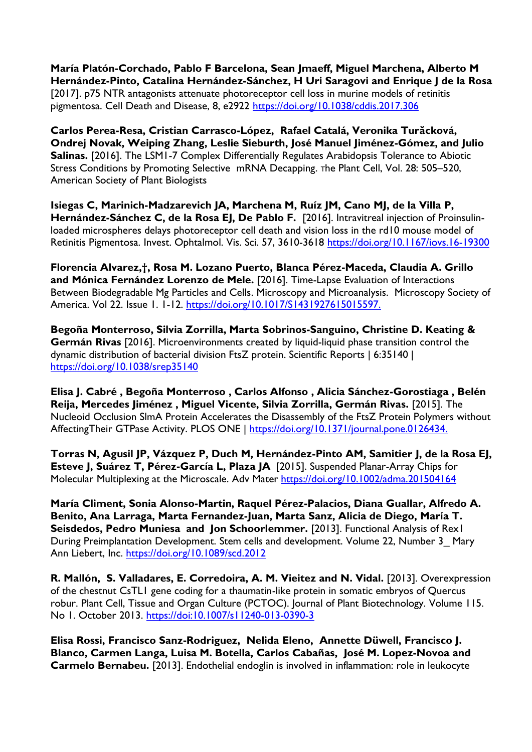**María Platón-Corchado, Pablo F Barcelona, Sean Jmaeff, Miguel Marchena, Alberto M Hernández-Pinto, Catalina Hernández-Sánchez, H Uri Saragovi and Enrique J de la Rosa** [2017]. p75 NTR antagonists attenuate photoreceptor cell loss in murine models of retinitis pigmentosa. Cell Death and Disease, 8, e2922 https://doi.org/10.1038/cddis.2017.306

**Carlos Perea-Resa, Cristian Carrasco-López, Rafael Catalá, Veronika Turăcková, Ondrej Novak, Weiping Zhang, Leslie Sieburth, José Manuel Jiménez-Gómez, and Julio Salinas.** [2016]. The LSM1-7 Complex Differentially Regulates Arabidopsis Tolerance to Abiotic Stress Conditions by Promoting Selective mRNA Decapping. The Plant Cell, Vol. 28: 505–520, American Society of Plant Biologists

**Isiegas C, Marinich-Madzarevich JA, Marchena M, Ruíz JM, Cano MJ, de la Villa P, Hernández-Sánchez C, de la Rosa EJ, De Pablo F.** [2016]. Intravitreal injection of Proinsulin-loaded microspheres delays photoreceptor cell death and vision loss in the rd10 mouse model of Retinitis Pigmentosa. Invest. Ophtalmol. Vis. Sci. 57, 3610-3618 https://doi.org/10.1167/iovs.16-19300

**Florencia Alvarez,†, Rosa M. Lozano Puerto, Blanca Pérez-Maceda, Claudia A. Grillo and Mónica Fernández Lorenzo de Mele.** [2016]. Time-Lapse Evaluation of Interactions Between Biodegradable Mg Particles and Cells. Microscopy and Microanalysis. Microscopy Society of America. Vol 22. Issue 1. 1-12. https://doi.org/10.1017/S1431927615015597.

**Begoña Monterroso, Silvia Zorrilla, Marta Sobrinos-Sanguino, Christine D. Keating & Germán Rivas** [2016]. Microenvironments created by liquid-liquid phase transition control the dynamic distribution of bacterial division FtsZ protein. Scientific Reports | 6:35140 | https://doi.org/10.1038/srep35140

**Elisa J. Cabré , Begoña Monterroso , Carlos Alfonso , Alicia Sánchez-Gorostiaga , Belén Reija, Mercedes Jiménez , Miguel Vicente, Silvia Zorrilla, Germán Rivas.** [2015]. The Nucleoid Occlusion SlmA Protein Accelerates the Disassembly of the FtsZ Protein Polymers without AffectingTheir GTPase Activity. PLOS ONE | https://doi.org/10.1371/journal.pone.0126434.

**Torras N, Agusil JP, Vázquez P, Duch M, Hernández-Pinto AM, Samitier J, de la Rosa EJ, Esteve J, Suárez T, Pérez-García L, Plaza JA** [2015]. Suspended Planar-Array Chips for Molecular Multiplexing at the Microscale. Adv Mater https://doi.org/10.1002/adma.201504164

**María Climent, Sonia Alonso-Martin, Raquel Pérez-Palacios, Diana Guallar, Alfredo A. Benito, Ana Larraga, Marta Fernandez-Juan, Marta Sanz, Alicia de Diego, María T. Seisdedos, Pedro Muniesa and Jon Schoorlemmer.** [2013]. Functional Analysis of Rex1 During Preimplantation Development. Stem cells and development. Volume 22, Number 3_ Mary Ann Liebert, Inc. https://doi.org/10.1089/scd.2012

**R. Mallón, S. Valladares, E. Corredoira, A. M. Vieitez and N. Vidal.** [2013]. Overexpression of the chestnut CsTL1 gene coding for a thaumatin-like protein in somatic embryos of Quercus robur. Plant Cell, Tissue and Organ Culture (PCTOC). Journal of Plant Biotechnology. Volume 115. No 1. October 2013. https://doi:10.1007/s11240-013-0390-3

**Elisa Rossi, Francisco Sanz-Rodriguez, Nelida Eleno, Annette Düwell, Francisco J. Blanco, Carmen Langa, Luisa M. Botella, Carlos Cabañas, José M. Lopez-Novoa and Carmelo Bernabeu.** [2013]. Endothelial endoglin is involved in inflammation: role in leukocyte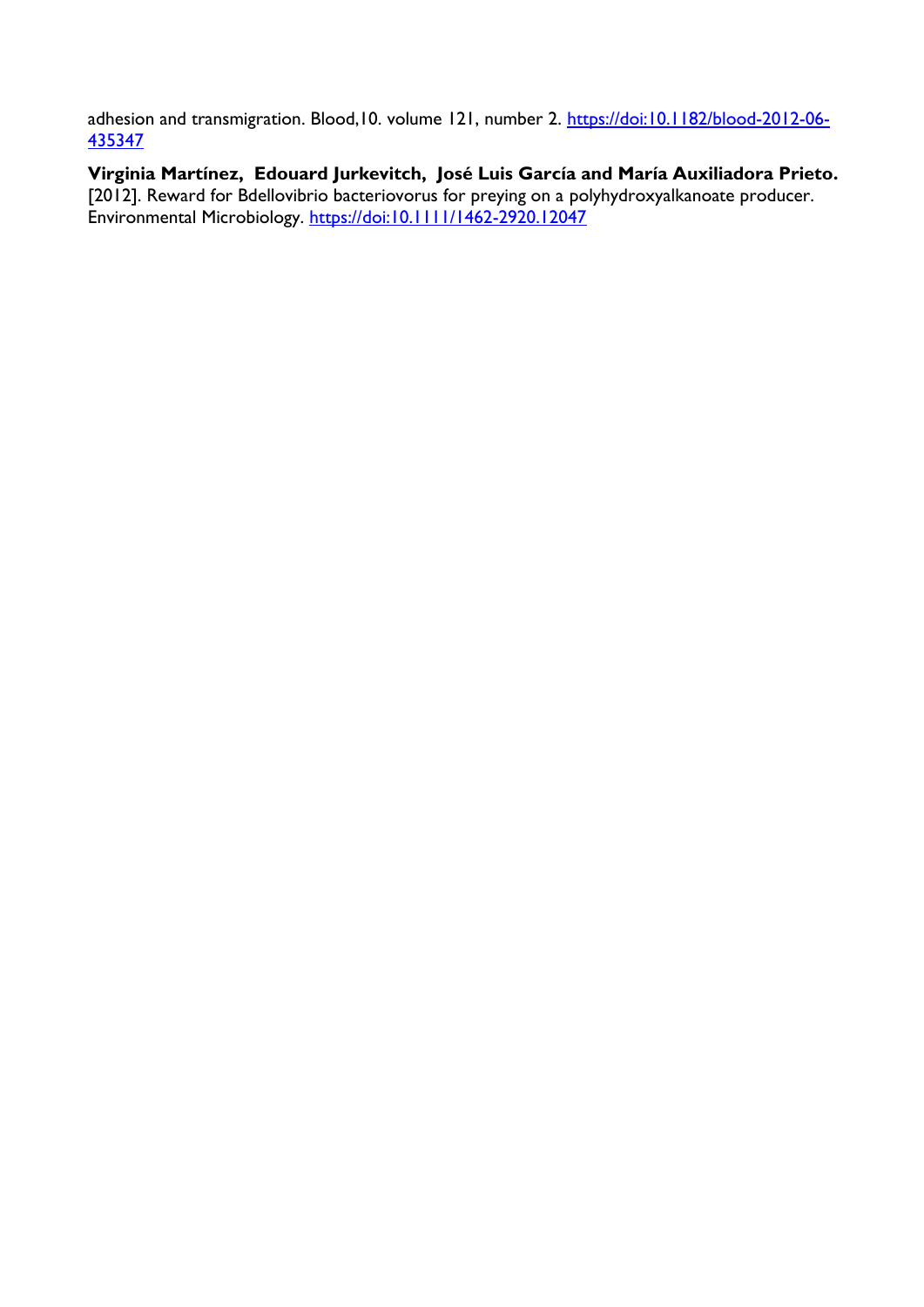adhesion and transmigration. Blood,10. volume 121, number 2. https://doi:10.1182/blood-2012-06-435347

**Virginia Martínez, Edouard Jurkevitch, José Luis García and María Auxiliadora Prieto.** [2012]. Reward for Bdellovibrio bacteriovorus for preying on a polyhydroxyalkanoate producer. Environmental Microbiology. https://doi:10.1111/1462-2920.12047